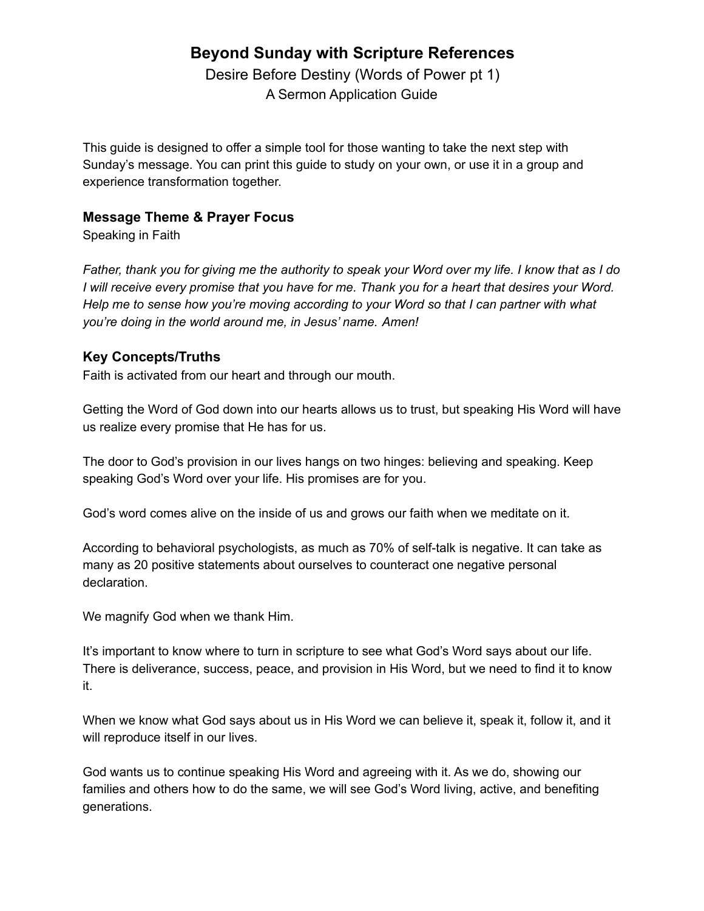# Beyond Sunday with Scripture References

Desire Before Destiny (Words of Power pt 1)
A Sermon Application Guide

This guide is designed to offer a simple tool for those wanting to take the next step with Sunday's message. You can print this guide to study on your own, or use it in a group and experience transformation together.

### Message Theme & Prayer Focus

Speaking in Faith

*Father, thank you for giving me the authority to speak your Word over my life. I know that as I do I will receive every promise that you have for me. Thank you for a heart that desires your Word. Help me to sense how you're moving according to your Word so that I can partner with what you're doing in the world around me, in Jesus' name. Amen!*

### Key Concepts/Truths

Faith is activated from our heart and through our mouth.

Getting the Word of God down into our hearts allows us to trust, but speaking His Word will have us realize every promise that He has for us.

The door to God's provision in our lives hangs on two hinges: believing and speaking. Keep speaking God's Word over your life. His promises are for you.

God's word comes alive on the inside of us and grows our faith when we meditate on it.

According to behavioral psychologists, as much as 70% of self-talk is negative. It can take as many as 20 positive statements about ourselves to counteract one negative personal declaration.

We magnify God when we thank Him.

It's important to know where to turn in scripture to see what God's Word says about our life. There is deliverance, success, peace, and provision in His Word, but we need to find it to know it.

When we know what God says about us in His Word we can believe it, speak it, follow it, and it will reproduce itself in our lives.

God wants us to continue speaking His Word and agreeing with it. As we do, showing our families and others how to do the same, we will see God's Word living, active, and benefiting generations.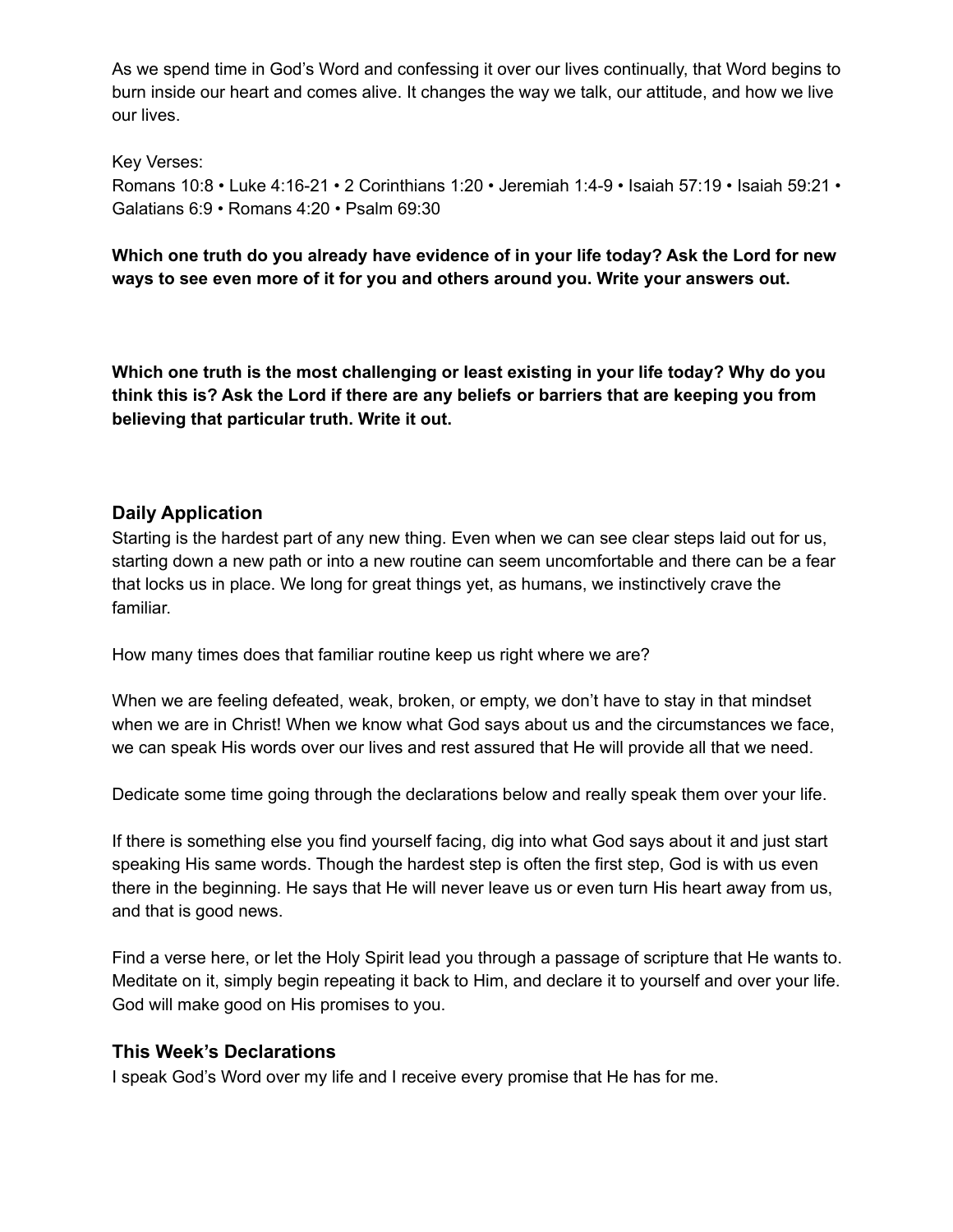As we spend time in God's Word and confessing it over our lives continually, that Word begins to burn inside our heart and comes alive. It changes the way we talk, our attitude, and how we live our lives.

Key Verses:
Romans 10:8 • Luke 4:16-21 • 2 Corinthians 1:20 • Jeremiah 1:4-9 • Isaiah 57:19 • Isaiah 59:21 • Galatians 6:9 • Romans 4:20 • Psalm 69:30

**Which one truth do you already have evidence of in your life today? Ask the Lord for new ways to see even more of it for you and others around you. Write your answers out.**

**Which one truth is the most challenging or least existing in your life today? Why do you think this is? Ask the Lord if there are any beliefs or barriers that are keeping you from believing that particular truth. Write it out.**

### Daily Application

Starting is the hardest part of any new thing. Even when we can see clear steps laid out for us, starting down a new path or into a new routine can seem uncomfortable and there can be a fear that locks us in place. We long for great things yet, as humans, we instinctively crave the familiar.

How many times does that familiar routine keep us right where we are?

When we are feeling defeated, weak, broken, or empty, we don't have to stay in that mindset when we are in Christ! When we know what God says about us and the circumstances we face, we can speak His words over our lives and rest assured that He will provide all that we need.

Dedicate some time going through the declarations below and really speak them over your life.

If there is something else you find yourself facing, dig into what God says about it and just start speaking His same words. Though the hardest step is often the first step, God is with us even there in the beginning. He says that He will never leave us or even turn His heart away from us, and that is good news.

Find a verse here, or let the Holy Spirit lead you through a passage of scripture that He wants to. Meditate on it, simply begin repeating it back to Him, and declare it to yourself and over your life. God will make good on His promises to you.

### This Week's Declarations

I speak God's Word over my life and I receive every promise that He has for me.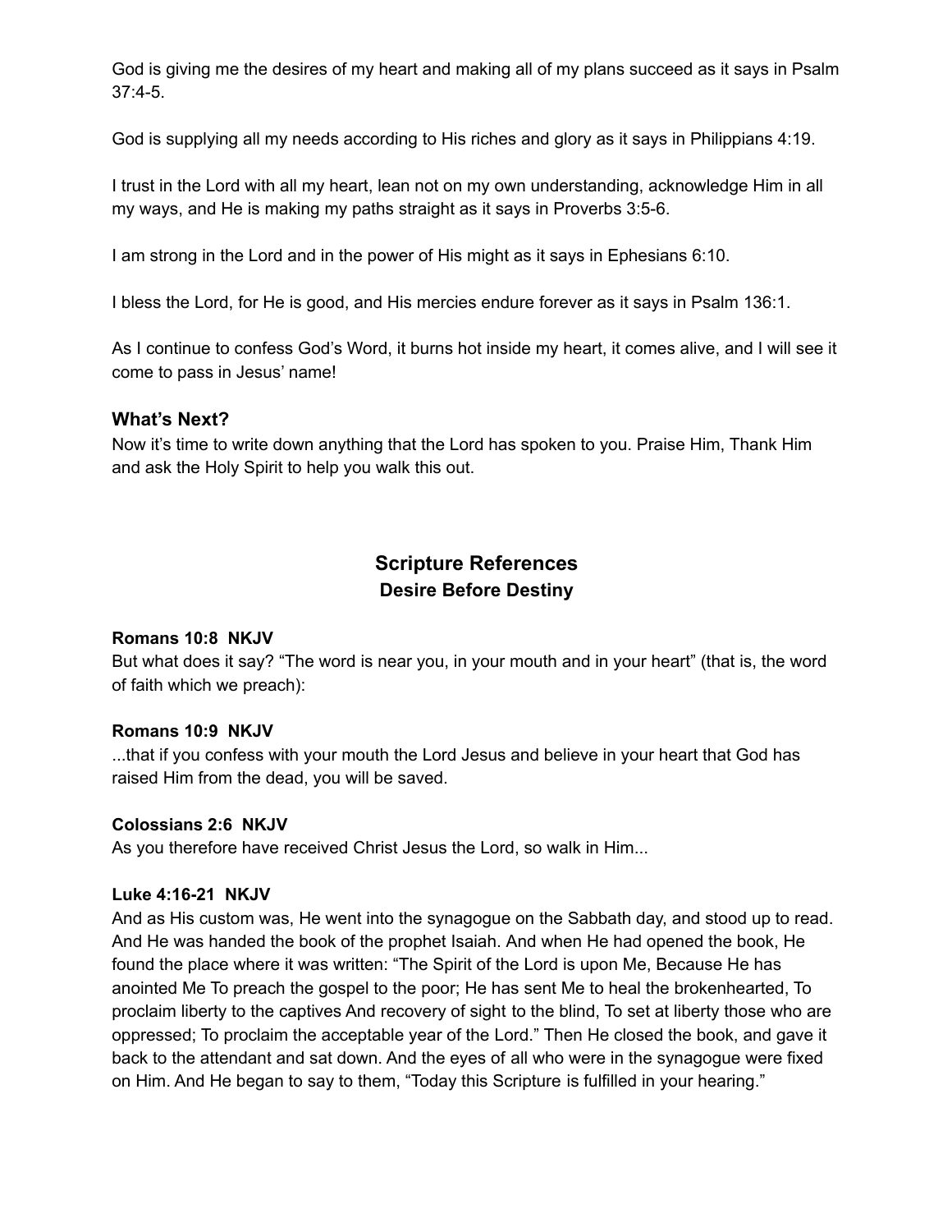God is giving me the desires of my heart and making all of my plans succeed as it says in Psalm 37:4-5.

God is supplying all my needs according to His riches and glory as it says in Philippians 4:19.

I trust in the Lord with all my heart, lean not on my own understanding, acknowledge Him in all my ways, and He is making my paths straight as it says in Proverbs 3:5-6.

I am strong in the Lord and in the power of His might as it says in Ephesians 6:10.

I bless the Lord, for He is good, and His mercies endure forever as it says in Psalm 136:1.

As I continue to confess God's Word, it burns hot inside my heart, it comes alive, and I will see it come to pass in Jesus' name!

### What's Next?

Now it's time to write down anything that the Lord has spoken to you. Praise Him, Thank Him and ask the Holy Spirit to help you walk this out.

## Scripture References
### Desire Before Destiny

**Romans 10:8 NKJV**
But what does it say? "The word is near you, in your mouth and in your heart" (that is, the word of faith which we preach):

**Romans 10:9 NKJV**
...that if you confess with your mouth the Lord Jesus and believe in your heart that God has raised Him from the dead, you will be saved.

**Colossians 2:6 NKJV**
As you therefore have received Christ Jesus the Lord, so walk in Him...

**Luke 4:16-21 NKJV**
And as His custom was, He went into the synagogue on the Sabbath day, and stood up to read. And He was handed the book of the prophet Isaiah. And when He had opened the book, He found the place where it was written: "The Spirit of the Lord is upon Me, Because He has anointed Me To preach the gospel to the poor; He has sent Me to heal the brokenhearted, To proclaim liberty to the captives And recovery of sight to the blind, To set at liberty those who are oppressed; To proclaim the acceptable year of the Lord." Then He closed the book, and gave it back to the attendant and sat down. And the eyes of all who were in the synagogue were fixed on Him. And He began to say to them, "Today this Scripture is fulfilled in your hearing."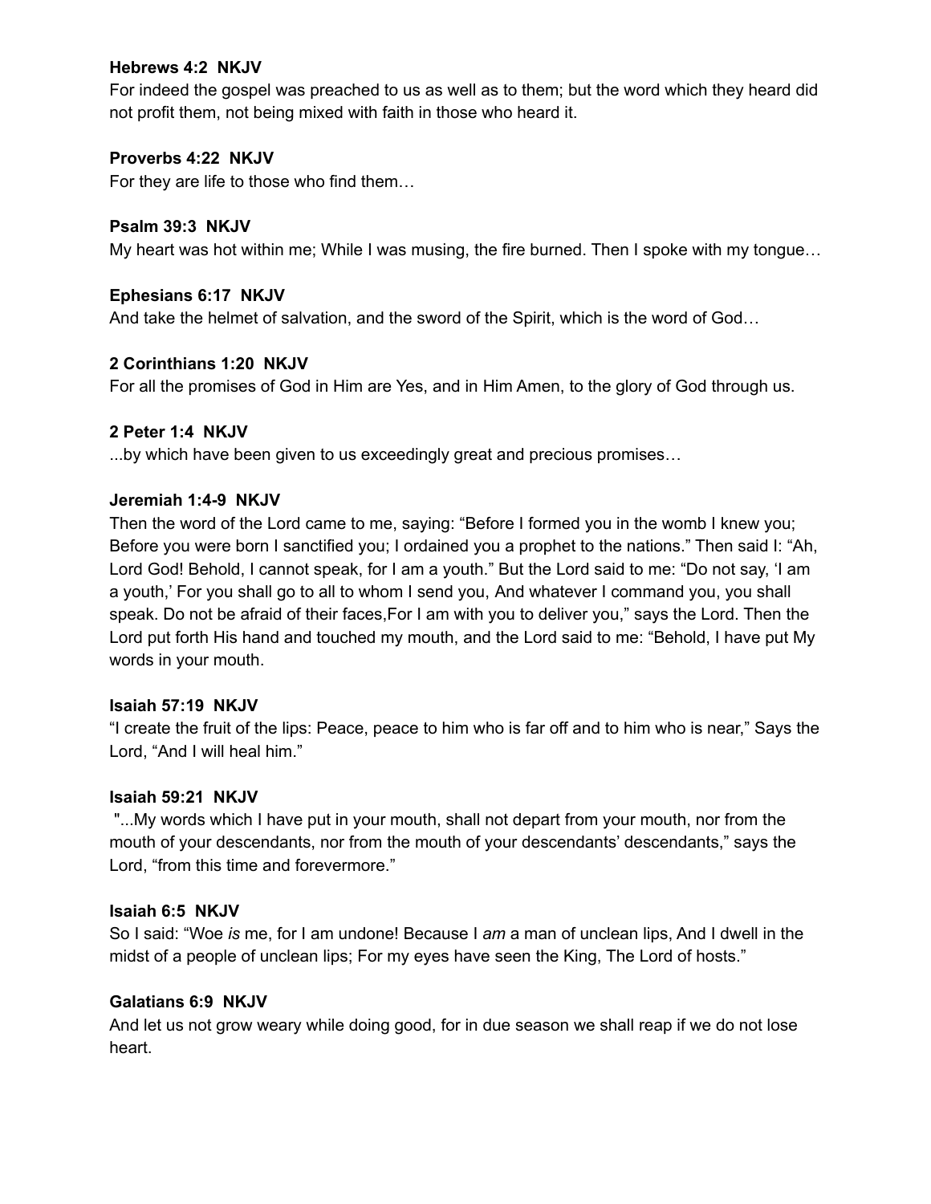**Hebrews 4:2 NKJV**
For indeed the gospel was preached to us as well as to them; but the word which they heard did not profit them, not being mixed with faith in those who heard it.

**Proverbs 4:22 NKJV**
For they are life to those who find them…

**Psalm 39:3 NKJV**
My heart was hot within me; While I was musing, the fire burned. Then I spoke with my tongue…

**Ephesians 6:17 NKJV**
And take the helmet of salvation, and the sword of the Spirit, which is the word of God…

**2 Corinthians 1:20 NKJV**
For all the promises of God in Him are Yes, and in Him Amen, to the glory of God through us.

**2 Peter 1:4 NKJV**
...by which have been given to us exceedingly great and precious promises…

**Jeremiah 1:4-9 NKJV**
Then the word of the Lord came to me, saying: "Before I formed you in the womb I knew you; Before you were born I sanctified you; I ordained you a prophet to the nations." Then said I: "Ah, Lord God! Behold, I cannot speak, for I am a youth." But the Lord said to me: "Do not say, 'I am a youth,' For you shall go to all to whom I send you, And whatever I command you, you shall speak. Do not be afraid of their faces,For I am with you to deliver you," says the Lord. Then the Lord put forth His hand and touched my mouth, and the Lord said to me: "Behold, I have put My words in your mouth.

**Isaiah 57:19 NKJV**
"I create the fruit of the lips: Peace, peace to him who is far off and to him who is near," Says the Lord, "And I will heal him."

**Isaiah 59:21 NKJV**
"...My words which I have put in your mouth, shall not depart from your mouth, nor from the mouth of your descendants, nor from the mouth of your descendants' descendants," says the Lord, "from this time and forevermore."

**Isaiah 6:5 NKJV**
So I said: "Woe *is* me, for I am undone! Because I *am* a man of unclean lips, And I dwell in the midst of a people of unclean lips; For my eyes have seen the King, The Lord of hosts."

**Galatians 6:9 NKJV**
And let us not grow weary while doing good, for in due season we shall reap if we do not lose heart.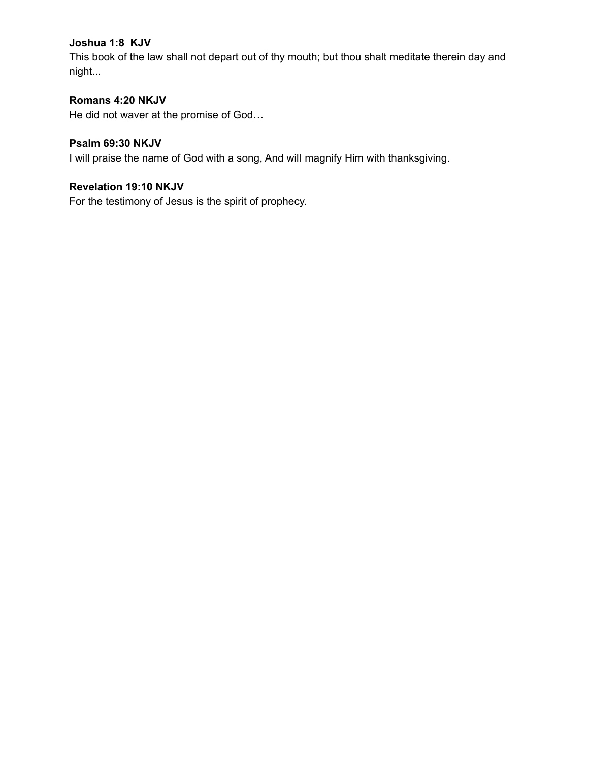**Joshua 1:8 KJV**
This book of the law shall not depart out of thy mouth; but thou shalt meditate therein day and night...

**Romans 4:20 NKJV**
He did not waver at the promise of God…

**Psalm 69:30 NKJV**
I will praise the name of God with a song, And will magnify Him with thanksgiving.

**Revelation 19:10 NKJV**
For the testimony of Jesus is the spirit of prophecy.